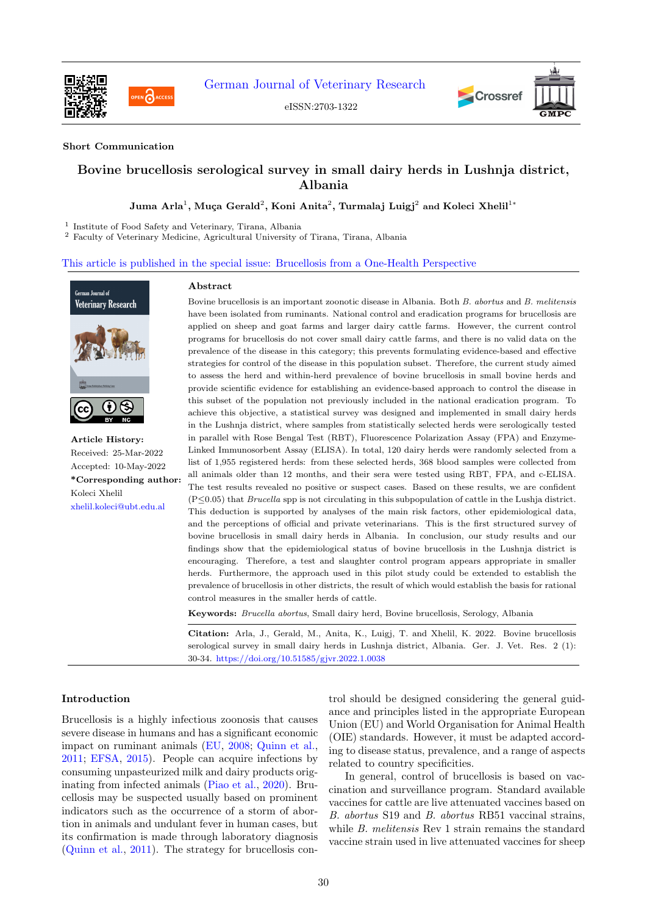Short Communication

# Bovine brucellosis serological survey in small dairy herds in Lushnja district, Albania

**Juma Arla[1], Muça Gerald[2], Koni Anita[2], Turmalaj Luigj[2] and Koleci Xhelil[1*]**

[1] Institute of Food Safety and Veterinary, Tirana, Albania
[2] Faculty of Veterinary Medicine, Agricultural University of Tirana, Tirana, Albania

This article is published in the special issue: Brucellosis from a One-Health Perspective

**Article History:**
Received: 25-Mar-2022
Accepted: 10-May-2022
***Corresponding author:**
Koleci Xhelil
xhelil.koleci@ubt.edu.al

## Abstract

Bovine brucellosis is an important zoonotic disease in Albania. Both *B. abortus* and *B. melitensis* have been isolated from ruminants. National control and eradication programs for brucellosis are applied on sheep and goat farms and larger dairy cattle farms. However, the current control programs for brucellosis do not cover small dairy cattle farms, and there is no valid data on the prevalence of the disease in this category; this prevents formulating evidence-based and effective strategies for control of the disease in this population subset. Therefore, the current study aimed to assess the herd and within-herd prevalence of bovine brucellosis in small bovine herds and provide scientific evidence for establishing an evidence-based approach to control the disease in this subset of the population not previously included in the national eradication program. To achieve this objective, a statistical survey was designed and implemented in small dairy herds in the Lushnja district, where samples from statistically selected herds were serologically tested in parallel with Rose Bengal Test (RBT), Fluorescence Polarization Assay (FPA) and Enzyme-Linked Immunosorbent Assay (ELISA). In total, 120 dairy herds were randomly selected from a list of 1,955 registered herds: from these selected herds, 368 blood samples were collected from all animals older than 12 months, and their sera were tested using RBT, FPA, and c-ELISA. The test results revealed no positive or suspect cases. Based on these results, we are confident ($P \leq 0.05$) that *Brucella* spp is not circulating in this subpopulation of cattle in the Lushja district. This deduction is supported by analyses of the main risk factors, other epidemiological data, and the perceptions of official and private veterinarians. This is the first structured survey of bovine brucellosis in small dairy herds in Albania. In conclusion, our study results and our findings show that the epidemiological status of bovine brucellosis in the Lushnja district is encouraging. Therefore, a test and slaughter control program appears appropriate in smaller herds. Furthermore, the approach used in this pilot study could be extended to establish the prevalence of brucellosis in other districts, the result of which would establish the basis for rational control measures in the smaller herds of cattle.

**Keywords:** *Brucella abortus*, Small dairy herd, Bovine brucellosis, Serology, Albania

**Citation:** Arla, J., Gerald, M., Anita, K., Luigj, T. and Xhelil, K. 2022. Bovine brucellosis serological survey in small dairy herds in Lushnja district, Albania. Ger. J. Vet. Res. 2 (1): 30-34. https://doi.org/10.51585/gjvr.2022.1.0038

## Introduction

Brucellosis is a highly infectious zoonosis that causes severe disease in humans and has a significant economic impact on ruminant animals (EU, 2008; Quinn et al., 2011; EFSA, 2015). People can acquire infections by consuming unpasteurized milk and dairy products originating from infected animals (Piao et al., 2020). Brucellosis may be suspected usually based on prominent indicators such as the occurrence of a storm of abortion in animals and undulant fever in human cases, but its confirmation is made through laboratory diagnosis (Quinn et al., 2011). The strategy for brucellosis control should be designed considering the general guidance and principles listed in the appropriate European Union (EU) and World Organisation for Animal Health (OIE) standards. However, it must be adapted according to disease status, prevalence, and a range of aspects related to country specificities.

In general, control of brucellosis is based on vaccination and surveillance program. Standard available vaccines for cattle are live attenuated vaccines based on *B. abortus* S19 and *B. abortus* RB51 vaccinal strains, while *B. melitensis* Rev 1 strain remains the standard vaccine strain used in live attenuated vaccines for sheep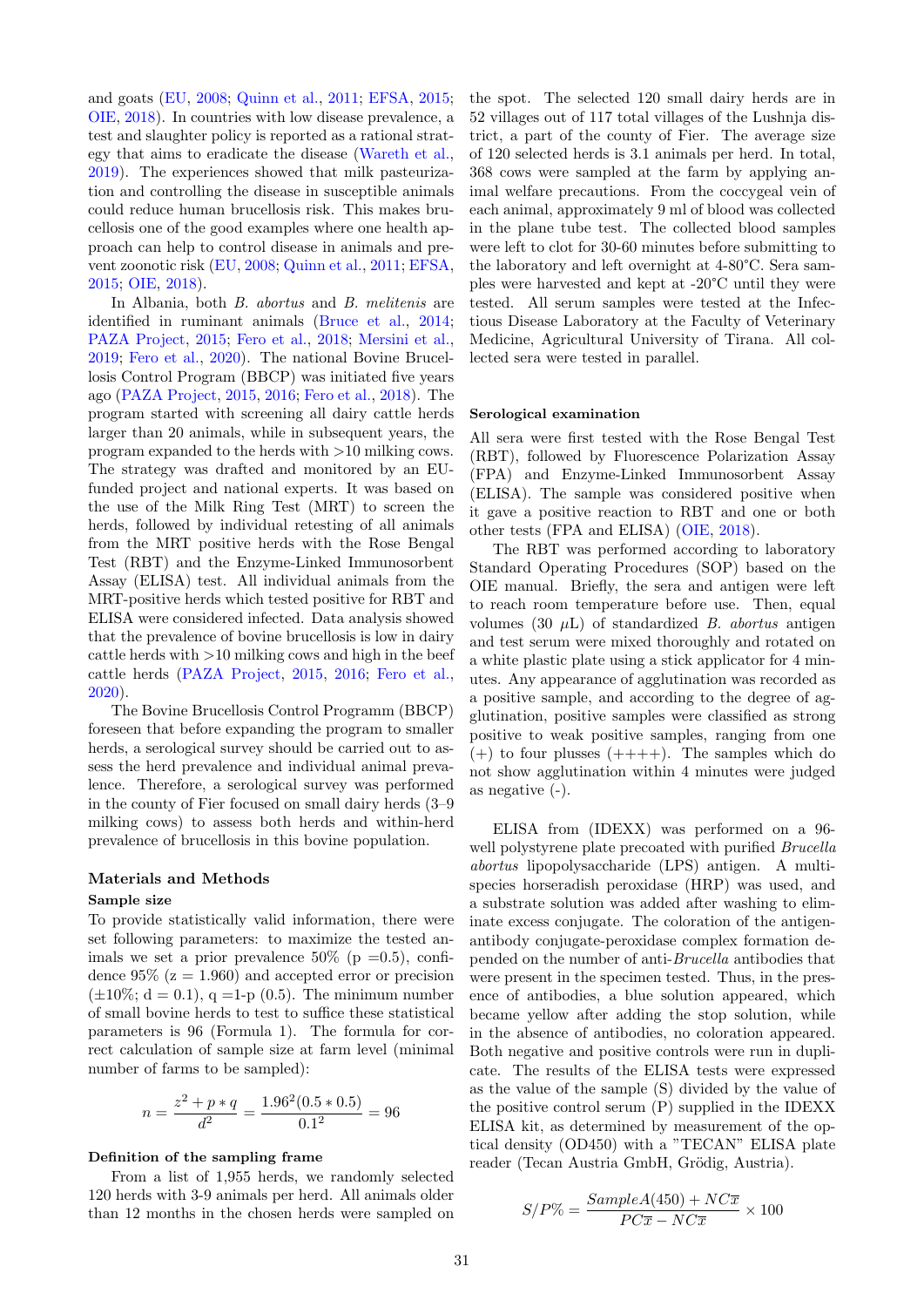and goats (EU, 2008; Quinn et al., 2011; EFSA, 2015; OIE, 2018). In countries with low disease prevalence, a test and slaughter policy is reported as a rational strategy that aims to eradicate the disease (Wareth et al., 2019). The experiences showed that milk pasteurization and controlling the disease in susceptible animals could reduce human brucellosis risk. This makes brucellosis one of the good examples where one health approach can help to control disease in animals and prevent zoonotic risk (EU, 2008; Quinn et al., 2011; EFSA, 2015; OIE, 2018).

In Albania, both *B. abortus* and *B. melitenis* are identified in ruminant animals (Bruce et al., 2014; PAZA Project, 2015; Fero et al., 2018; Mersini et al., 2019; Fero et al., 2020). The national Bovine Brucellosis Control Program (BBCP) was initiated five years ago (PAZA Project, 2015, 2016; Fero et al., 2018). The program started with screening all dairy cattle herds larger than 20 animals, while in subsequent years, the program expanded to the herds with >10 milking cows. The strategy was drafted and monitored by an EU-funded project and national experts. It was based on the use of the Milk Ring Test (MRT) to screen the herds, followed by individual retesting of all animals from the MRT positive herds with the Rose Bengal Test (RBT) and the Enzyme-Linked Immunosorbent Assay (ELISA) test. All individual animals from the MRT-positive herds which tested positive for RBT and ELISA were considered infected. Data analysis showed that the prevalence of bovine brucellosis is low in dairy cattle herds with >10 milking cows and high in the beef cattle herds (PAZA Project, 2015, 2016; Fero et al., 2020).

The Bovine Brucellosis Control Programm (BBCP) foreseen that before expanding the program to smaller herds, a serological survey should be carried out to assess the herd prevalence and individual animal prevalence. Therefore, a serological survey was performed in the county of Fier focused on small dairy herds (3–9 milking cows) to assess both herds and within-herd prevalence of brucellosis in this bovine population.

## Materials and Methods

### Sample size

To provide statistically valid information, there were set following parameters: to maximize the tested animals we set a prior prevalence 50% (p =0.5), confidence 95% (z = 1.960) and accepted error or precision (±10%; d = 0.1), q =1-p (0.5). The minimum number of small bovine herds to test to suffice these statistical parameters is 96 (Formula 1). The formula for correct calculation of sample size at farm level (minimal number of farms to be sampled):

$$n = \frac{z^2 + p * q}{d^2} = \frac{1.96^2(0.5 * 0.5)}{0.1^2} = 96$$

### Definition of the sampling frame

From a list of 1,955 herds, we randomly selected 120 herds with 3-9 animals per herd. All animals older than 12 months in the chosen herds were sampled on the spot. The selected 120 small dairy herds are in 52 villages out of 117 total villages of the Lushnja district, a part of the county of Fier. The average size of 120 selected herds is 3.1 animals per herd. In total, 368 cows were sampled at the farm by applying animal welfare precautions. From the coccygeal vein of each animal, approximately 9 ml of blood was collected in the plane tube test. The collected blood samples were left to clot for 30-60 minutes before submitting to the laboratory and left overnight at 4-80°C. Sera samples were harvested and kept at -20°C until they were tested. All serum samples were tested at the Infectious Disease Laboratory at the Faculty of Veterinary Medicine, Agricultural University of Tirana. All collected sera were tested in parallel.

### Serological examination

All sera were first tested with the Rose Bengal Test (RBT), followed by Fluorescence Polarization Assay (FPA) and Enzyme-Linked Immunosorbent Assay (ELISA). The sample was considered positive when it gave a positive reaction to RBT and one or both other tests (FPA and ELISA) (OIE, 2018).

The RBT was performed according to laboratory Standard Operating Procedures (SOP) based on the OIE manual. Briefly, the sera and antigen were left to reach room temperature before use. Then, equal volumes (30 $\mu$L) of standardized *B. abortus* antigen and test serum were mixed thoroughly and rotated on a white plastic plate using a stick applicator for 4 minutes. Any appearance of agglutination was recorded as a positive sample, and according to the degree of agglutination, positive samples were classified as strong positive to weak positive samples, ranging from one (+) to four plusses (++++). The samples which do not show agglutination within 4 minutes were judged as negative (-).

ELISA from (IDEXX) was performed on a 96-well polystyrene plate precoated with purified *Brucella abortus* lipopolysaccharide (LPS) antigen. A multi-species horseradish peroxidase (HRP) was used, and a substrate solution was added after washing to eliminate excess conjugate. The coloration of the antigen-antibody conjugate-peroxidase complex formation depended on the number of anti-*Brucella* antibodies that were present in the specimen tested. Thus, in the presence of antibodies, a blue solution appeared, which became yellow after adding the stop solution, while in the absence of antibodies, no coloration appeared. Both negative and positive controls were run in duplicate. The results of the ELISA tests were expressed as the value of the sample (S) divided by the value of the positive control serum (P) supplied in the IDEXX ELISA kit, as determined by measurement of the optical density (OD450) with a "TECAN" ELISA plate reader (Tecan Austria GmbH, Grödig, Austria).

$$S/P\% = \frac{SampleA(450) + NC\overline{x}}{PC\overline{x} - NC\overline{x}} \times 100$$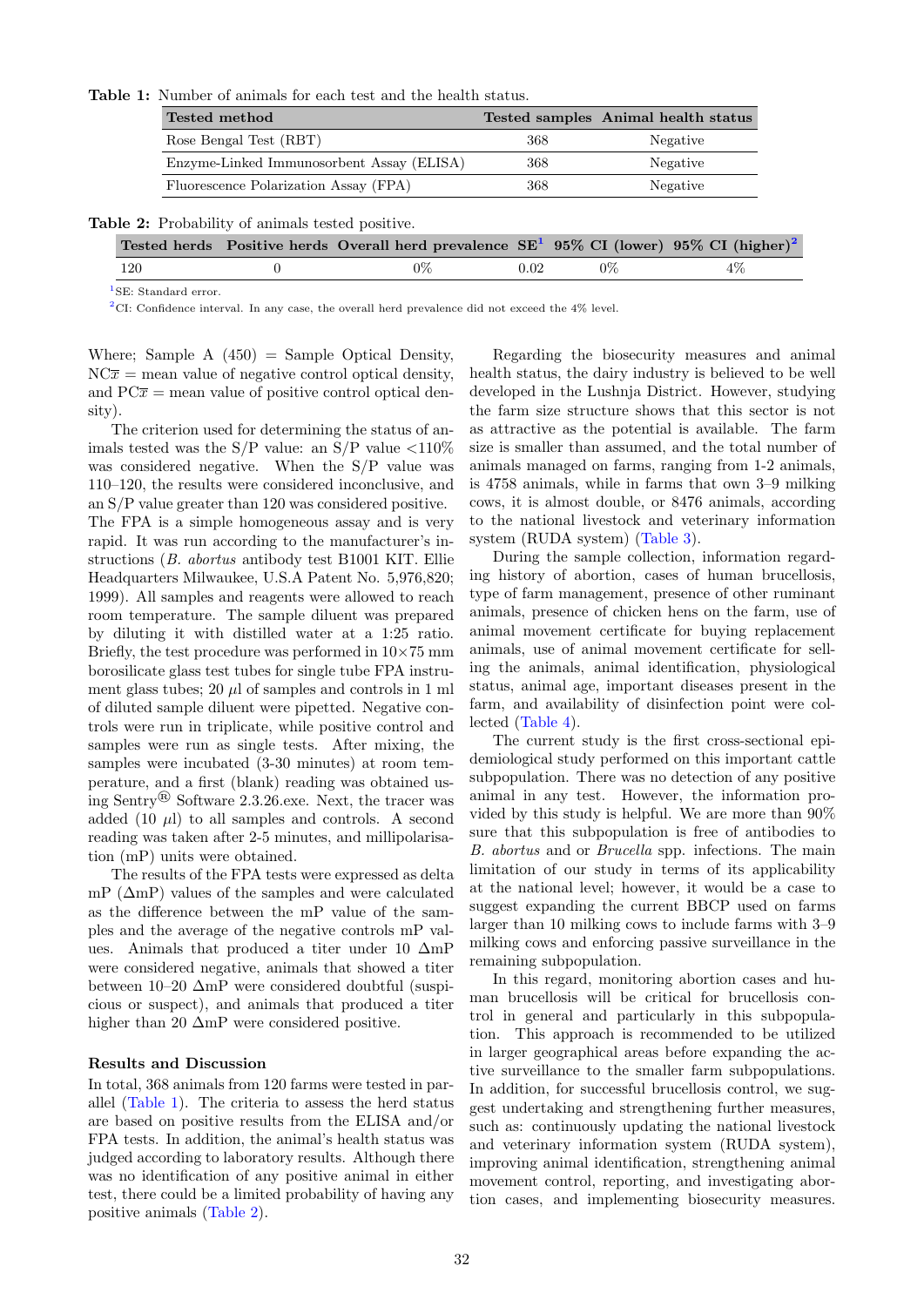**Table 1:** Number of animals for each test and the health status.

| Tested method | Tested samples | Animal health status |
|---|---|---|
| Rose Bengal Test (RBT) | 368 | Negative |
| Enzyme-Linked Immunosorbent Assay (ELISA) | 368 | Negative |
| Fluorescence Polarization Assay (FPA) | 368 | Negative |

**Table 2:** Probability of animals tested positive.

| Tested herds | Positive herds | Overall herd prevalence | SE[1] | 95% CI (lower) | 95% CI (higher)[2] |
|---|---|---|---|---|---|
| 120 | 0 | 0% | 0.02 | 0% | 4% |

[1]SE: Standard error.
[2]CI: Confidence interval. In any case, the overall herd prevalence did not exceed the 4% level.

Where; Sample A (450) = Sample Optical Density, $NC\overline{x}$ = mean value of negative control optical density, and $PC\overline{x}$ = mean value of positive control optical density).

The criterion used for determining the status of animals tested was the S/P value: an S/P value <110% was considered negative. When the S/P value was 110–120, the results were considered inconclusive, and an S/P value greater than 120 was considered positive. The FPA is a simple homogeneous assay and is very rapid. It was run according to the manufacturer's instructions (*B. abortus* antibody test B1001 KIT. Ellie Headquarters Milwaukee, U.S.A Patent No. 5,976,820; 1999). All samples and reagents were allowed to reach room temperature. The sample diluent was prepared by diluting it with distilled water at a 1:25 ratio. Briefly, the test procedure was performed in 10×75 mm borosilicate glass test tubes for single tube FPA instrument glass tubes; 20 $\mu$l of samples and controls in 1 ml of diluted sample diluent were pipetted. Negative controls were run in triplicate, while positive control and samples were run as single tests. After mixing, the samples were incubated (3-30 minutes) at room temperature, and a first (blank) reading was obtained using Sentry® Software 2.3.26.exe. Next, the tracer was added (10 $\mu$l) to all samples and controls. A second reading was taken after 2-5 minutes, and millipolarisation (mP) units were obtained.

The results of the FPA tests were expressed as delta mP ($\Delta$mP) values of the samples and were calculated as the difference between the mP value of the samples and the average of the negative controls mP values. Animals that produced a titer under 10 $\Delta$mP were considered negative, animals that showed a titer between 10–20 $\Delta$mP were considered doubtful (suspicious or suspect), and animals that produced a titer higher than 20 $\Delta$mP were considered positive.

## Results and Discussion

In total, 368 animals from 120 farms were tested in parallel (Table 1). The criteria to assess the herd status are based on positive results from the ELISA and/or FPA tests. In addition, the animal's health status was judged according to laboratory results. Although there was no identification of any positive animal in either test, there could be a limited probability of having any positive animals (Table 2).

Regarding the biosecurity measures and animal health status, the dairy industry is believed to be well developed in the Lushnja District. However, studying the farm size structure shows that this sector is not as attractive as the potential is available. The farm size is smaller than assumed, and the total number of animals managed on farms, ranging from 1-2 animals, is 4758 animals, while in farms that own 3–9 milking cows, it is almost double, or 8476 animals, according to the national livestock and veterinary information system (RUDA system) (Table 3).

During the sample collection, information regarding history of abortion, cases of human brucellosis, type of farm management, presence of other ruminant animals, presence of chicken hens on the farm, use of animal movement certificate for buying replacement animals, use of animal movement certificate for selling the animals, animal identification, physiological status, animal age, important diseases present in the farm, and availability of disinfection point were collected (Table 4).

The current study is the first cross-sectional epidemiological study performed on this important cattle subpopulation. There was no detection of any positive animal in any test. However, the information provided by this study is helpful. We are more than 90% sure that this subpopulation is free of antibodies to *B. abortus* and or *Brucella* spp. infections. The main limitation of our study in terms of its applicability at the national level; however, it would be a case to suggest expanding the current BBCP used on farms larger than 10 milking cows to include farms with 3–9 milking cows and enforcing passive surveillance in the remaining subpopulation.

In this regard, monitoring abortion cases and human brucellosis will be critical for brucellosis control in general and particularly in this subpopulation. This approach is recommended to be utilized in larger geographical areas before expanding the active surveillance to the smaller farm subpopulations. In addition, for successful brucellosis control, we suggest undertaking and strengthening further measures, such as: continuously updating the national livestock and veterinary information system (RUDA system), improving animal identification, strengthening animal movement control, reporting, and investigating abortion cases, and implementing biosecurity measures.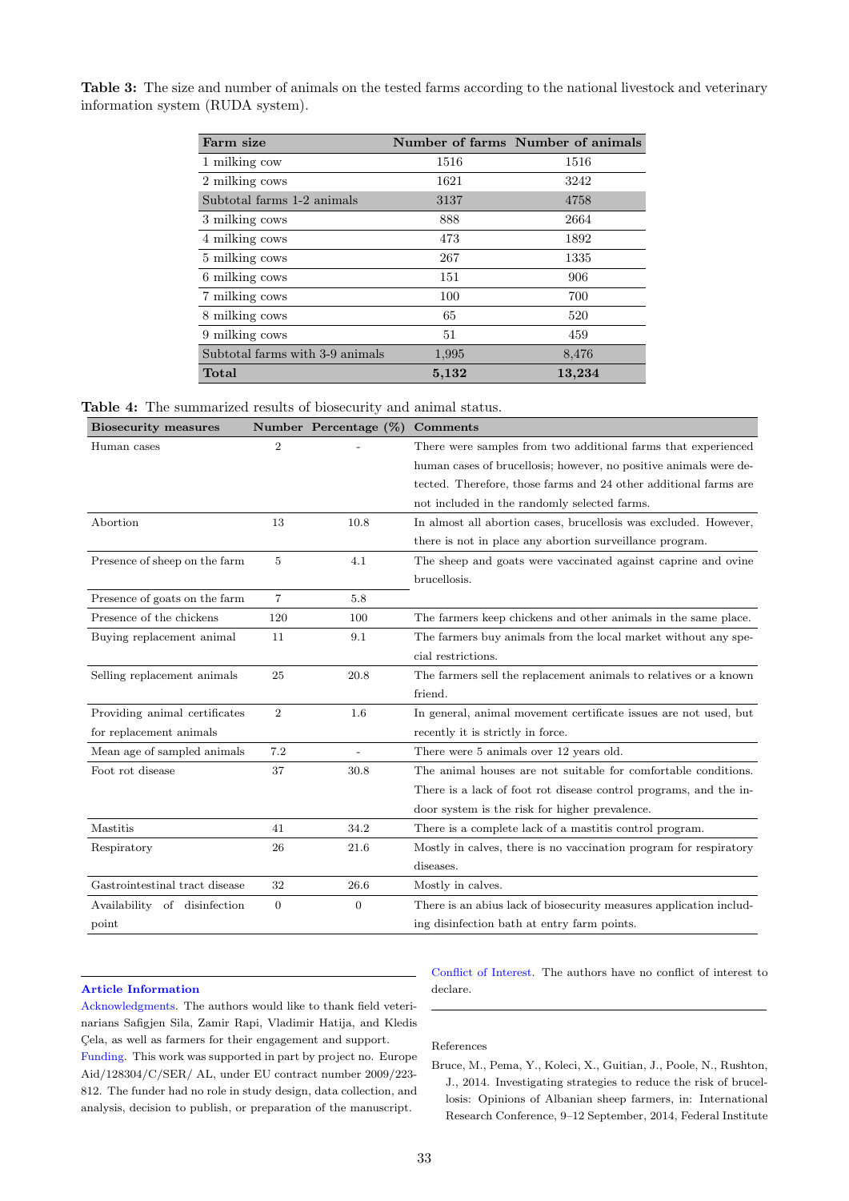**Table 3:** The size and number of animals on the tested farms according to the national livestock and veterinary information system (RUDA system).

| Farm size | Number of farms | Number of animals |
|---|---|---|
| 1 milking cow | 1516 | 1516 |
| 2 milking cows | 1621 | 3242 |
| Subtotal farms 1-2 animals | 3137 | 4758 |
| 3 milking cows | 888 | 2664 |
| 4 milking cows | 473 | 1892 |
| 5 milking cows | 267 | 1335 |
| 6 milking cows | 151 | 906 |
| 7 milking cows | 100 | 700 |
| 8 milking cows | 65 | 520 |
| 9 milking cows | 51 | 459 |
| Subtotal farms with 3-9 animals | 1,995 | 8,476 |
| **Total** | **5,132** | **13,234** |

**Table 4:** The summarized results of biosecurity and animal status.

| Biosecurity measures | Number | Percentage (%) | Comments |
|---|---|---|---|
| Human cases | 2 | - | There were samples from two additional farms that experienced human cases of brucellosis; however, no positive animals were detected. Therefore, those farms and 24 other additional farms are not included in the randomly selected farms. |
| Abortion | 13 | 10.8 | In almost all abortion cases, brucellosis was excluded. However, there is not in place any abortion surveillance program. |
| Presence of sheep on the farm | 5 | 4.1 | The sheep and goats were vaccinated against caprine and ovine brucellosis. |
| Presence of goats on the farm | 7 | 5.8 | |
| Presence of the chickens | 120 | 100 | The farmers keep chickens and other animals in the same place. |
| Buying replacement animal | 11 | 9.1 | The farmers buy animals from the local market without any special restrictions. |
| Selling replacement animals | 25 | 20.8 | The farmers sell the replacement animals to relatives or a known friend. |
| Providing animal certificates for replacement animals | 2 | 1.6 | In general, animal movement certificate issues are not used, but recently it is strictly in force. |
| Mean age of sampled animals | 7.2 | - | There were 5 animals over 12 years old. |
| Foot rot disease | 37 | 30.8 | The animal houses are not suitable for comfortable conditions. There is a lack of foot rot disease control programs, and the indoor system is the risk for higher prevalence. |
| Mastitis | 41 | 34.2 | There is a complete lack of a mastitis control program. |
| Respiratory | 26 | 21.6 | Mostly in calves, there is no vaccination program for respiratory diseases. |
| Gastrointestinal tract disease | 32 | 26.6 | Mostly in calves. |
| Availability of disinfection point | 0 | 0 | There is an abius lack of biosecurity measures application including disinfection bath at entry farm points. |

**Article Information**

Acknowledgments. The authors would like to thank field veterinarians Safigjen Sila, Zamir Rapi, Vladimir Hatija, and Kledis Çela, as well as farmers for their engagement and support.

Funding. This work was supported in part by project no. Europe Aid/128304/C/SER/ AL, under EU contract number 2009/223-812. The funder had no role in study design, data collection, and analysis, decision to publish, or preparation of the manuscript.

Conflict of Interest. The authors have no conflict of interest to declare.

References

Bruce, M., Pema, Y., Koleci, X., Guitian, J., Poole, N., Rushton, J., 2014. Investigating strategies to reduce the risk of brucellosis: Opinions of Albanian sheep farmers, in: International Research Conference, 9–12 September, 2014, Federal Institute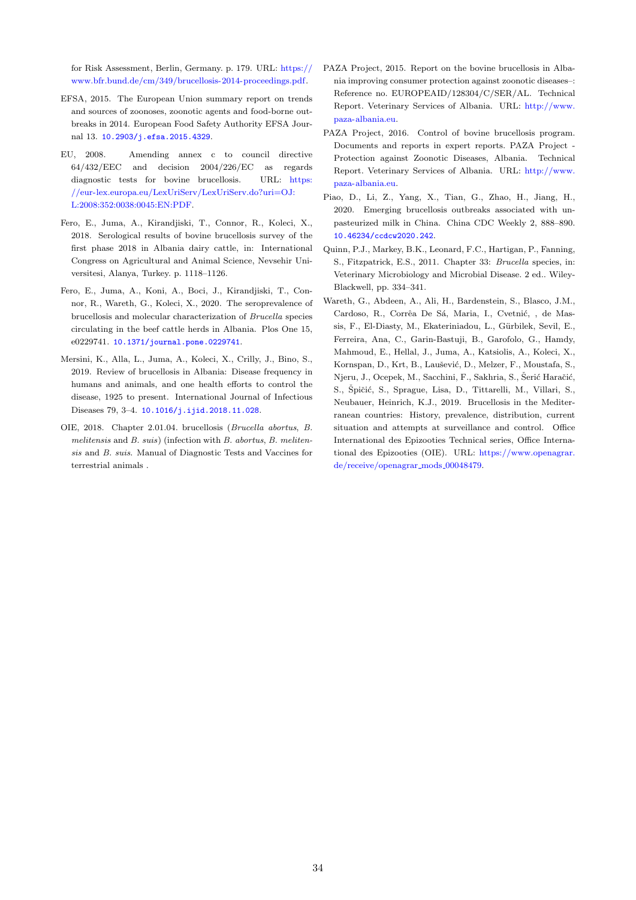for Risk Assessment, Berlin, Germany. p. 179. URL: https://www.bfr.bund.de/cm/349/brucellosis-2014-proceedings.pdf.

EFSA, 2015. The European Union summary report on trends and sources of zoonoses, zoonotic agents and food-borne outbreaks in 2014. European Food Safety Authority EFSA Journal 13. 10.2903/j.efsa.2015.4329.

EU, 2008. Amending annex c to council directive 64/432/EEC and decision 2004/226/EC as regards diagnostic tests for bovine brucellosis. URL: https://eur-lex.europa.eu/LexUriServ/LexUriServ.do?uri=OJ:L:2008:352:0038:0045:EN:PDF.

Fero, E., Juma, A., Kirandjiski, T., Connor, R., Koleci, X., 2018. Serological results of bovine brucellosis survey of the first phase 2018 in Albania dairy cattle, in: International Congress on Agricultural and Animal Science, Nevsehir Universitesi, Alanya, Turkey. p. 1118–1126.

Fero, E., Juma, A., Koni, A., Boci, J., Kirandjiski, T., Connor, R., Wareth, G., Koleci, X., 2020. The seroprevalence of brucellosis and molecular characterization of *Brucella* species circulating in the beef cattle herds in Albania. Plos One 15, e0229741. 10.1371/journal.pone.0229741.

Mersini, K., Alla, L., Juma, A., Koleci, X., Crilly, J., Bino, S., 2019. Review of brucellosis in Albania: Disease frequency in humans and animals, and one health efforts to control the disease, 1925 to present. International Journal of Infectious Diseases 79, 3–4. 10.1016/j.ijid.2018.11.028.

OIE, 2018. Chapter 2.01.04. brucellosis (*Brucella abortus*, *B. melitensis* and *B. suis*) (infection with *B. abortus*, *B. melitensis* and *B. suis*. Manual of Diagnostic Tests and Vaccines for terrestrial animals .

PAZA Project, 2015. Report on the bovine brucellosis in Albania improving consumer protection against zoonotic diseases–: Reference no. EUROPEAID/128304/C/SER/AL. Technical Report. Veterinary Services of Albania. URL: http://www.paza-albania.eu.

PAZA Project, 2016. Control of bovine brucellosis program. Documents and reports in expert reports. PAZA Project - Protection against Zoonotic Diseases, Albania. Technical Report. Veterinary Services of Albania. URL: http://www.paza-albania.eu.

Piao, D., Li, Z., Yang, X., Tian, G., Zhao, H., Jiang, H., 2020. Emerging brucellosis outbreaks associated with unpasteurized milk in China. China CDC Weekly 2, 888–890. 10.46234/ccdcw2020.242.

Quinn, P.J., Markey, B.K., Leonard, F.C., Hartigan, P., Fanning, S., Fitzpatrick, E.S., 2011. Chapter 33: *Brucella* species, in: Veterinary Microbiology and Microbial Disease. 2 ed.. Wiley-Blackwell, pp. 334–341.

Wareth, G., Abdeen, A., Ali, H., Bardenstein, S., Blasco, J.M., Cardoso, R., Corrêa De Sá, Maria, I., Cvetnić, , de Massis, F., El-Diasty, M., Ekateriniadou, L., Gürbilek, Sevil, E., Ferreira, Ana, C., Garin-Bastuji, B., Garofolo, G., Hamdy, Mahmoud, E., Hellal, J., Juma, A., Katsiolis, A., Koleci, X., Kornspan, D., Krt, B., Laušević, D., Melzer, F., Moustafa, S., Njeru, J., Ocepek, M., Sacchini, F., Sakhria, S., Šerić Haračić, S., Špičić, S., Sprague, Lisa, D., Tittarelli, M., Villari, S., Neubauer, Heinrich, K.J., 2019. Brucellosis in the Mediterranean countries: History, prevalence, distribution, current situation and attempts at surveillance and control. Office International des Epizooties Technical series, Office International des Epizooties (OIE). URL: https://www.openagrar.de/receive/openagrar_mods_00048479.